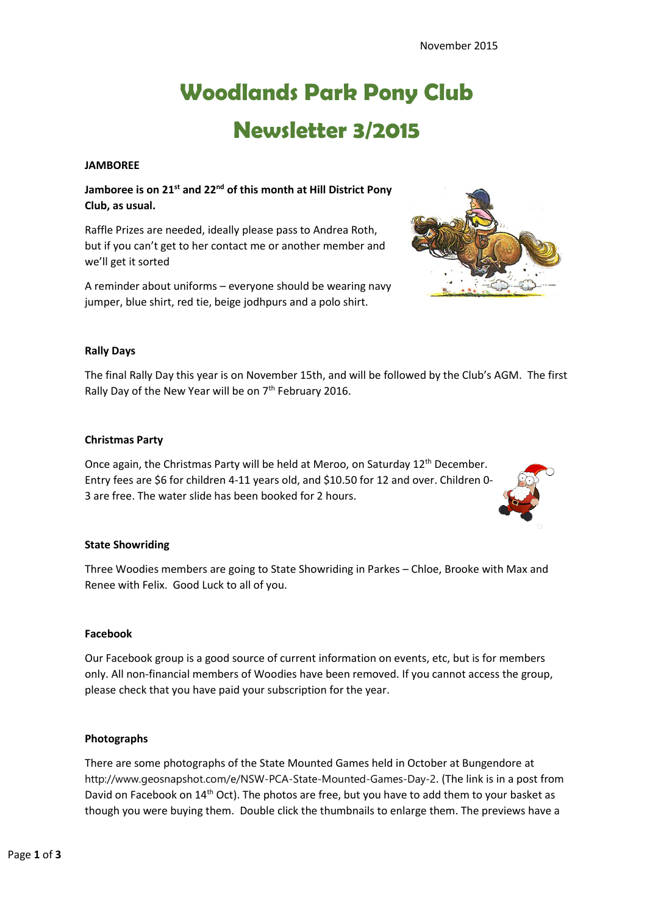November 2015

# Woodlands Park Pony Club

# Newsletter 3/2015

## JAMBOREE

**Jamboree is on 21st and 22nd of this month at Hill District Pony Club, as usual.**

Raffle Prizes are needed, ideally please pass to Andrea Roth, but if you can't get to her contact me or another member and we'll get it sorted

A reminder about uniforms – everyone should be wearing navy jumper, blue shirt, red tie, beige jodhpurs and a polo shirt.

## Rally Days

The final Rally Day this year is on November 15th, and will be followed by the Club's AGM. The first Rally Day of the New Year will be on 7th February 2016.

## Christmas Party

Once again, the Christmas Party will be held at Meroo, on Saturday 12th December. Entry fees are $6 for children 4-11 years old, and $10.50 for 12 and over. Children 0-3 are free. The water slide has been booked for 2 hours.

## State Showriding

Three Woodies members are going to State Showriding in Parkes – Chloe, Brooke with Max and Renee with Felix. Good Luck to all of you.

## Facebook

Our Facebook group is a good source of current information on events, etc, but is for members only. All non-financial members of Woodies have been removed. If you cannot access the group, please check that you have paid your subscription for the year.

## Photographs

There are some photographs of the State Mounted Games held in October at Bungendore at http://www.geosnapshot.com/e/NSW-PCA-State-Mounted-Games-Day-2. (The link is in a post from David on Facebook on 14th Oct). The photos are free, but you have to add them to your basket as though you were buying them. Double click the thumbnails to enlarge them. The previews have a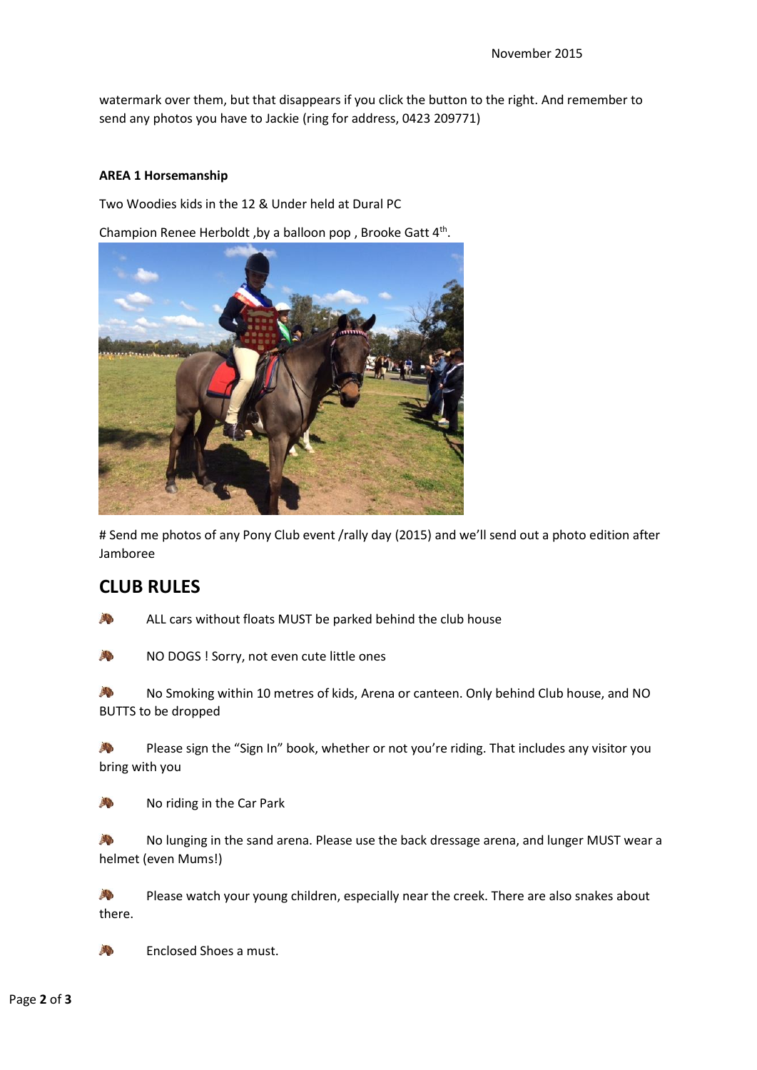watermark over them, but that disappears if you click the button to the right. And remember to send any photos you have to Jackie (ring for address, 0423 209771)

**AREA 1 Horsemanship**

Two Woodies kids in the 12 & Under held at Dural PC

Champion Renee Herboldt ,by a balloon pop , Brooke Gatt 4th.

# Send me photos of any Pony Club event /rally day (2015) and we'll send out a photo edition after Jamboree

## CLUB RULES

- ALL cars without floats MUST be parked behind the club house
- NO DOGS ! Sorry, not even cute little ones
- No Smoking within 10 metres of kids, Arena or canteen. Only behind Club house, and NO BUTTS to be dropped
- Please sign the "Sign In" book, whether or not you're riding. That includes any visitor you bring with you
- No riding in the Car Park
- No lunging in the sand arena. Please use the back dressage arena, and lunger MUST wear a helmet (even Mums!)
- Please watch your young children, especially near the creek. There are also snakes about there.
- Enclosed Shoes a must.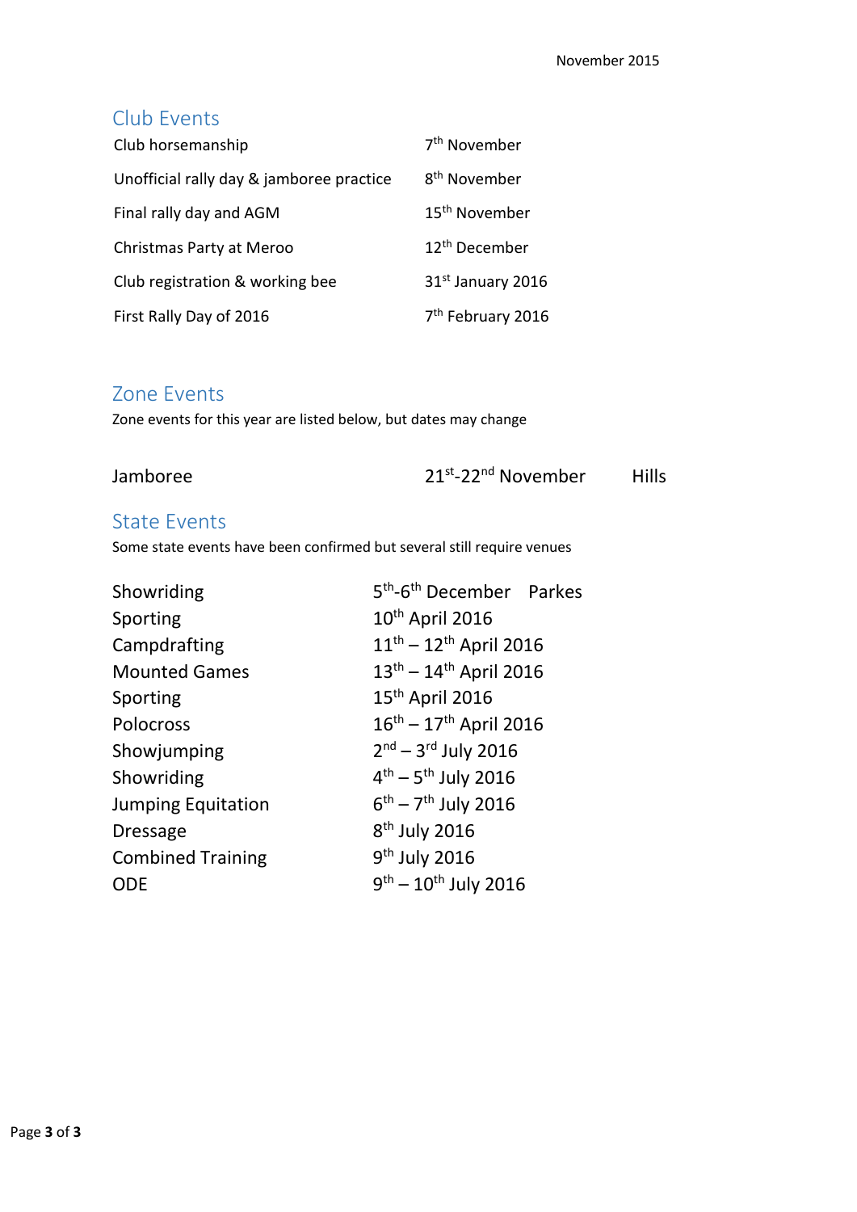November 2015

## Club Events

| | |
|---|---|
| Club horsemanship | 7th November |
| Unofficial rally day & jamboree practice | 8th November |
| Final rally day and AGM | 15th November |
| Christmas Party at Meroo | 12th December |
| Club registration & working bee | 31st January 2016 |
| First Rally Day of 2016 | 7th February 2016 |

## Zone Events

Zone events for this year are listed below, but dates may change

| | | |
|---|---|---|
| Jamboree | 21st-22nd November | Hills |

## State Events

Some state events have been confirmed but several still require venues

| | | |
|---|---|---|
| Showriding | 5th-6th December | Parkes |
| Sporting | 10th April 2016 | |
| Campdrafting | 11th – 12th April 2016 | |
| Mounted Games | 13th – 14th April 2016 | |
| Sporting | 15th April 2016 | |
| Polocross | 16th – 17th April 2016 | |
| Showjumping | 2nd – 3rd July 2016 | |
| Showriding | 4th – 5th July 2016 | |
| Jumping Equitation | 6th – 7th July 2016 | |
| Dressage | 8th July 2016 | |
| Combined Training | 9th July 2016 | |
| ODE | 9th – 10th July 2016 | |